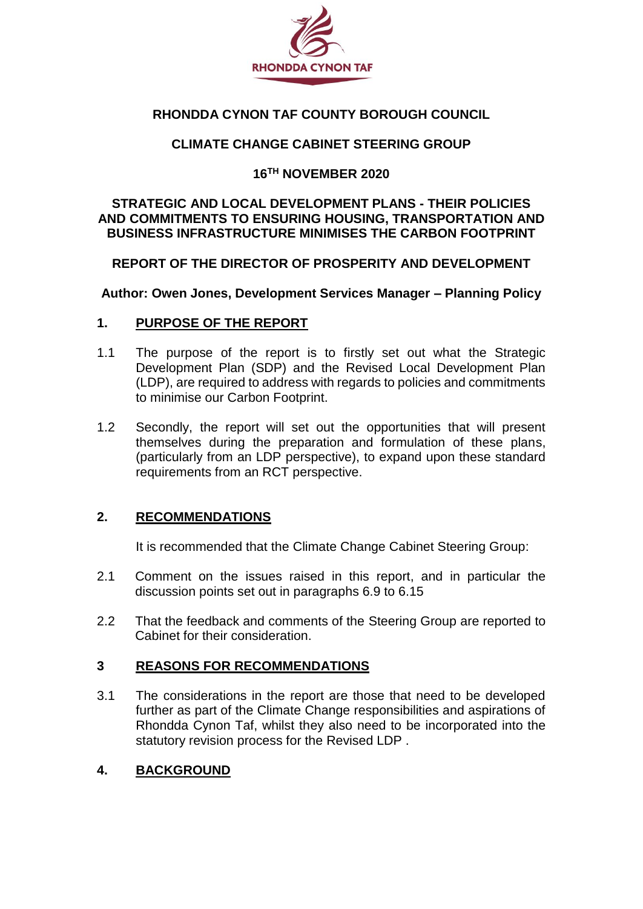RHONDDA CYNON TAF

**RHONDDA CYNON TAF COUNTY BOROUGH COUNCIL**

**CLIMATE CHANGE CABINET STEERING GROUP**

**16TH NOVEMBER 2020**

**STRATEGIC AND LOCAL DEVELOPMENT PLANS - THEIR POLICIES AND COMMITMENTS TO ENSURING HOUSING, TRANSPORTATION AND BUSINESS INFRASTRUCTURE MINIMISES THE CARBON FOOTPRINT**

**REPORT OF THE DIRECTOR OF PROSPERITY AND DEVELOPMENT**

**Author: Owen Jones, Development Services Manager – Planning Policy**

## 1. PURPOSE OF THE REPORT

1.1 The purpose of the report is to firstly set out what the Strategic Development Plan (SDP) and the Revised Local Development Plan (LDP), are required to address with regards to policies and commitments to minimise our Carbon Footprint.

1.2 Secondly, the report will set out the opportunities that will present themselves during the preparation and formulation of these plans, (particularly from an LDP perspective), to expand upon these standard requirements from an RCT perspective.

## 2. RECOMMENDATIONS

It is recommended that the Climate Change Cabinet Steering Group:

2.1 Comment on the issues raised in this report, and in particular the discussion points set out in paragraphs 6.9 to 6.15

2.2 That the feedback and comments of the Steering Group are reported to Cabinet for their consideration.

## 3 REASONS FOR RECOMMENDATIONS

3.1 The considerations in the report are those that need to be developed further as part of the Climate Change responsibilities and aspirations of Rhondda Cynon Taf, whilst they also need to be incorporated into the statutory revision process for the Revised LDP .

## 4. BACKGROUND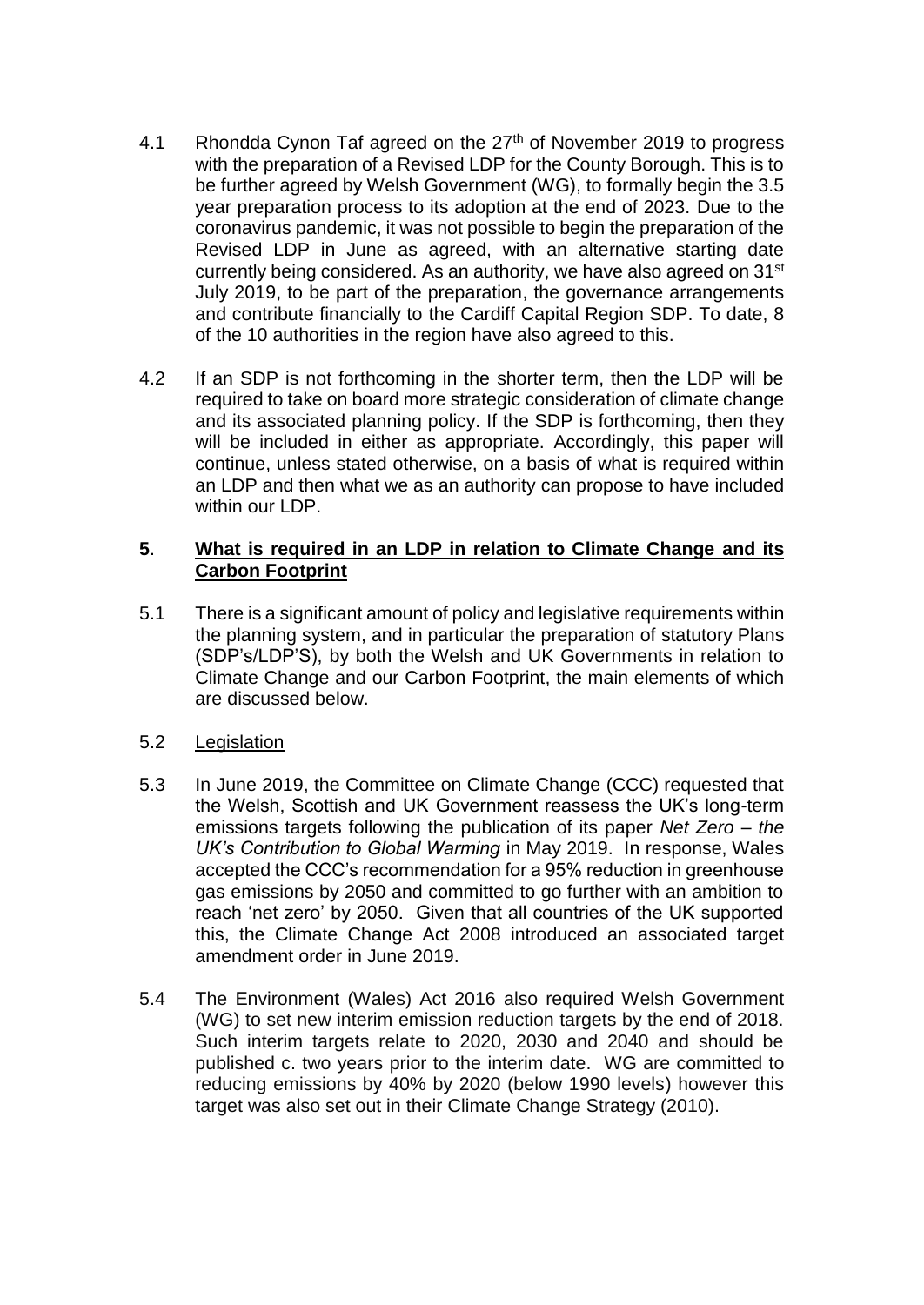4.1 Rhondda Cynon Taf agreed on the 27th of November 2019 to progress with the preparation of a Revised LDP for the County Borough. This is to be further agreed by Welsh Government (WG), to formally begin the 3.5 year preparation process to its adoption at the end of 2023. Due to the coronavirus pandemic, it was not possible to begin the preparation of the Revised LDP in June as agreed, with an alternative starting date currently being considered. As an authority, we have also agreed on 31st July 2019, to be part of the preparation, the governance arrangements and contribute financially to the Cardiff Capital Region SDP. To date, 8 of the 10 authorities in the region have also agreed to this.

4.2 If an SDP is not forthcoming in the shorter term, then the LDP will be required to take on board more strategic consideration of climate change and its associated planning policy. If the SDP is forthcoming, then they will be included in either as appropriate. Accordingly, this paper will continue, unless stated otherwise, on a basis of what is required within an LDP and then what we as an authority can propose to have included within our LDP.

## 5. What is required in an LDP in relation to Climate Change and its Carbon Footprint

5.1 There is a significant amount of policy and legislative requirements within the planning system, and in particular the preparation of statutory Plans (SDP's/LDP'S), by both the Welsh and UK Governments in relation to Climate Change and our Carbon Footprint, the main elements of which are discussed below.

5.2 Legislation

5.3 In June 2019, the Committee on Climate Change (CCC) requested that the Welsh, Scottish and UK Government reassess the UK's long-term emissions targets following the publication of its paper *Net Zero – the UK's Contribution to Global Warming* in May 2019. In response, Wales accepted the CCC's recommendation for a 95% reduction in greenhouse gas emissions by 2050 and committed to go further with an ambition to reach 'net zero' by 2050. Given that all countries of the UK supported this, the Climate Change Act 2008 introduced an associated target amendment order in June 2019.

5.4 The Environment (Wales) Act 2016 also required Welsh Government (WG) to set new interim emission reduction targets by the end of 2018. Such interim targets relate to 2020, 2030 and 2040 and should be published c. two years prior to the interim date. WG are committed to reducing emissions by 40% by 2020 (below 1990 levels) however this target was also set out in their Climate Change Strategy (2010).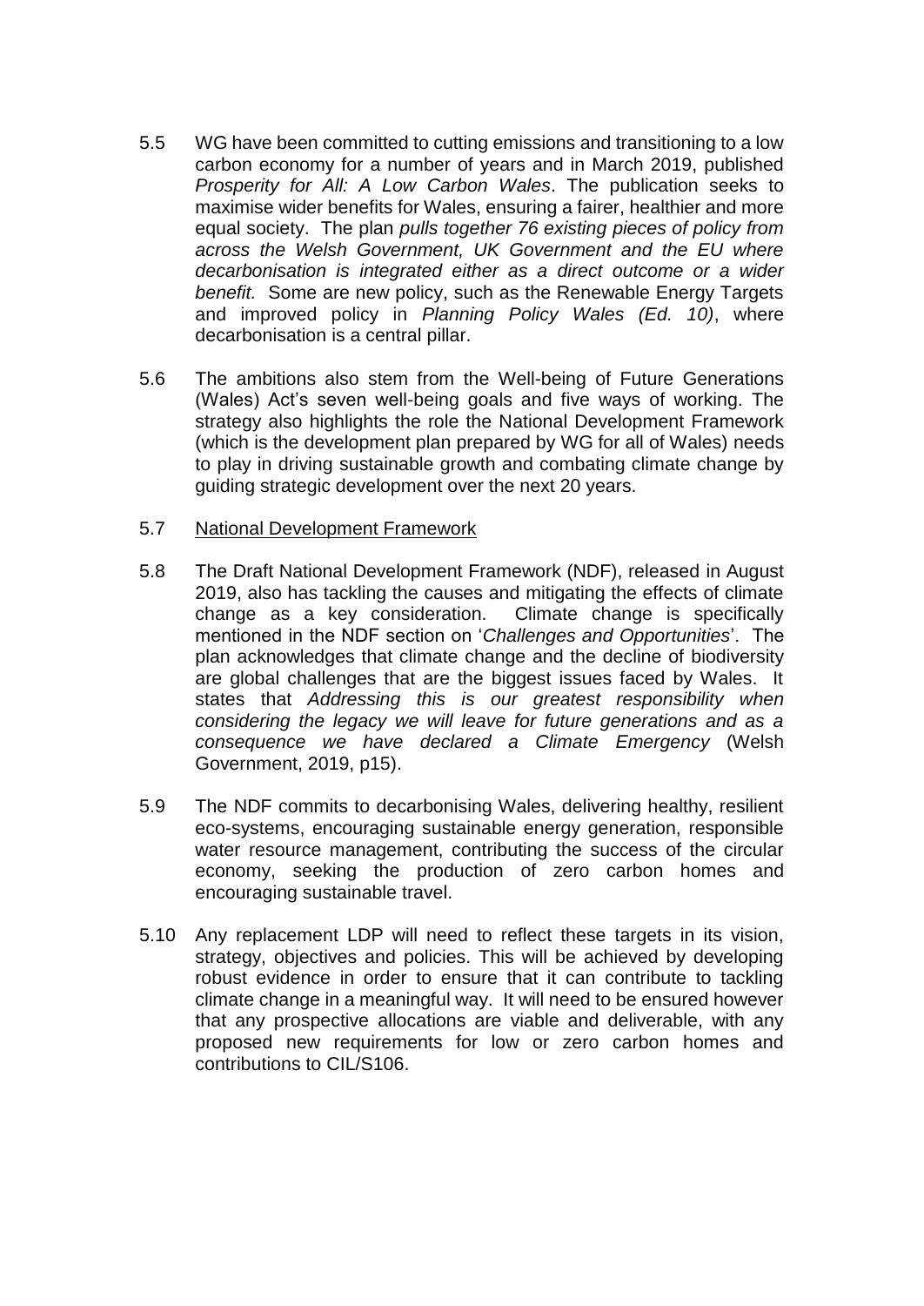5.5 WG have been committed to cutting emissions and transitioning to a low carbon economy for a number of years and in March 2019, published *Prosperity for All: A Low Carbon Wales*. The publication seeks to maximise wider benefits for Wales, ensuring a fairer, healthier and more equal society. The plan *pulls together 76 existing pieces of policy from across the Welsh Government, UK Government and the EU where decarbonisation is integrated either as a direct outcome or a wider benefit.* Some are new policy, such as the Renewable Energy Targets and improved policy in *Planning Policy Wales (Ed. 10)*, where decarbonisation is a central pillar.

5.6 The ambitions also stem from the Well-being of Future Generations (Wales) Act's seven well-being goals and five ways of working. The strategy also highlights the role the National Development Framework (which is the development plan prepared by WG for all of Wales) needs to play in driving sustainable growth and combating climate change by guiding strategic development over the next 20 years.

5.7 <u>National Development Framework</u>

5.8 The Draft National Development Framework (NDF), released in August 2019, also has tackling the causes and mitigating the effects of climate change as a key consideration. Climate change is specifically mentioned in the NDF section on '*Challenges and Opportunities*'. The plan acknowledges that climate change and the decline of biodiversity are global challenges that are the biggest issues faced by Wales. It states that *Addressing this is our greatest responsibility when considering the legacy we will leave for future generations and as a consequence we have declared a Climate Emergency* (Welsh Government, 2019, p15).

5.9 The NDF commits to decarbonising Wales, delivering healthy, resilient eco-systems, encouraging sustainable energy generation, responsible water resource management, contributing the success of the circular economy, seeking the production of zero carbon homes and encouraging sustainable travel.

5.10 Any replacement LDP will need to reflect these targets in its vision, strategy, objectives and policies. This will be achieved by developing robust evidence in order to ensure that it can contribute to tackling climate change in a meaningful way. It will need to be ensured however that any prospective allocations are viable and deliverable, with any proposed new requirements for low or zero carbon homes and contributions to CIL/S106.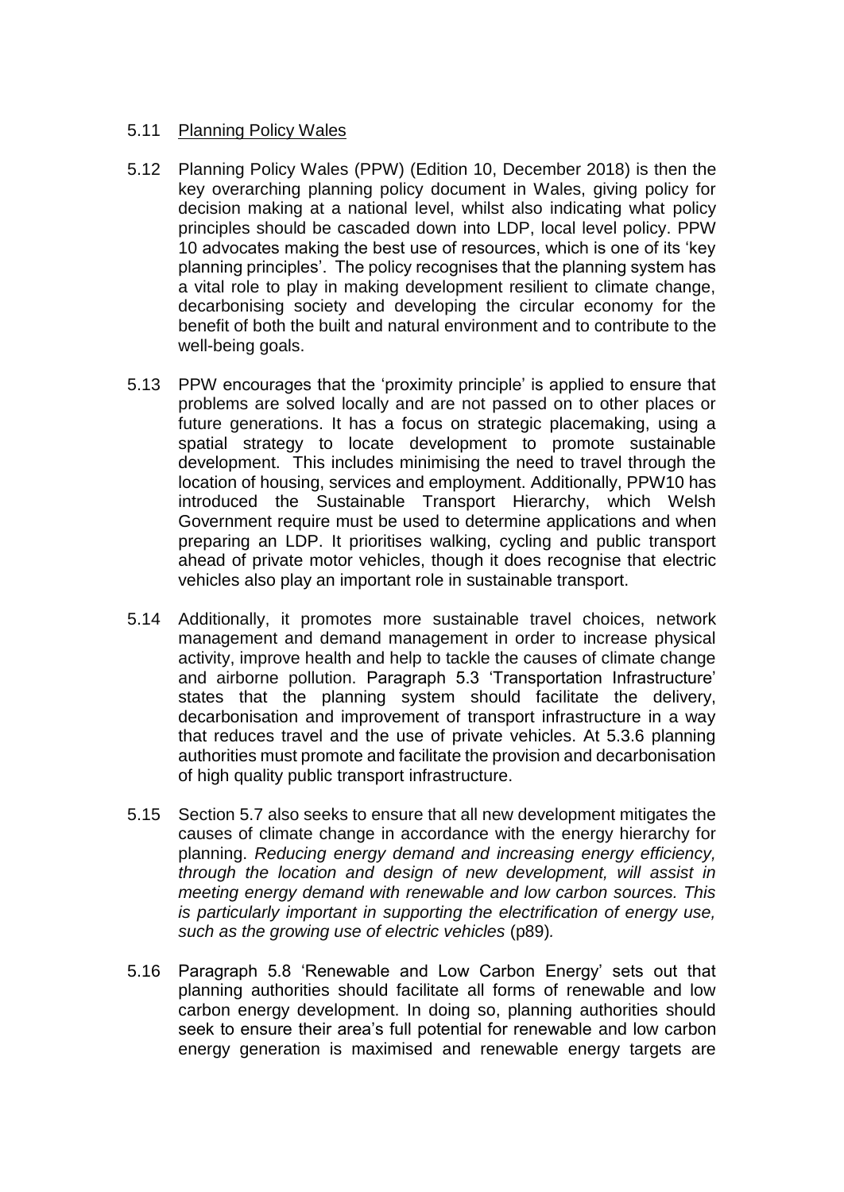5.11 <u>Planning Policy Wales</u>

5.12 Planning Policy Wales (PPW) (Edition 10, December 2018) is then the key overarching planning policy document in Wales, giving policy for decision making at a national level, whilst also indicating what policy principles should be cascaded down into LDP, local level policy. PPW 10 advocates making the best use of resources, which is one of its 'key planning principles'. The policy recognises that the planning system has a vital role to play in making development resilient to climate change, decarbonising society and developing the circular economy for the benefit of both the built and natural environment and to contribute to the well-being goals.

5.13 PPW encourages that the 'proximity principle' is applied to ensure that problems are solved locally and are not passed on to other places or future generations. It has a focus on strategic placemaking, using a spatial strategy to locate development to promote sustainable development. This includes minimising the need to travel through the location of housing, services and employment. Additionally, PPW10 has introduced the Sustainable Transport Hierarchy, which Welsh Government require must be used to determine applications and when preparing an LDP. It prioritises walking, cycling and public transport ahead of private motor vehicles, though it does recognise that electric vehicles also play an important role in sustainable transport.

5.14 Additionally, it promotes more sustainable travel choices, network management and demand management in order to increase physical activity, improve health and help to tackle the causes of climate change and airborne pollution. Paragraph 5.3 'Transportation Infrastructure' states that the planning system should facilitate the delivery, decarbonisation and improvement of transport infrastructure in a way that reduces travel and the use of private vehicles. At 5.3.6 planning authorities must promote and facilitate the provision and decarbonisation of high quality public transport infrastructure.

5.15 Section 5.7 also seeks to ensure that all new development mitigates the causes of climate change in accordance with the energy hierarchy for planning. *Reducing energy demand and increasing energy efficiency, through the location and design of new development, will assist in meeting energy demand with renewable and low carbon sources. This is particularly important in supporting the electrification of energy use, such as the growing use of electric vehicles* (p89).

5.16 Paragraph 5.8 'Renewable and Low Carbon Energy' sets out that planning authorities should facilitate all forms of renewable and low carbon energy development. In doing so, planning authorities should seek to ensure their area's full potential for renewable and low carbon energy generation is maximised and renewable energy targets are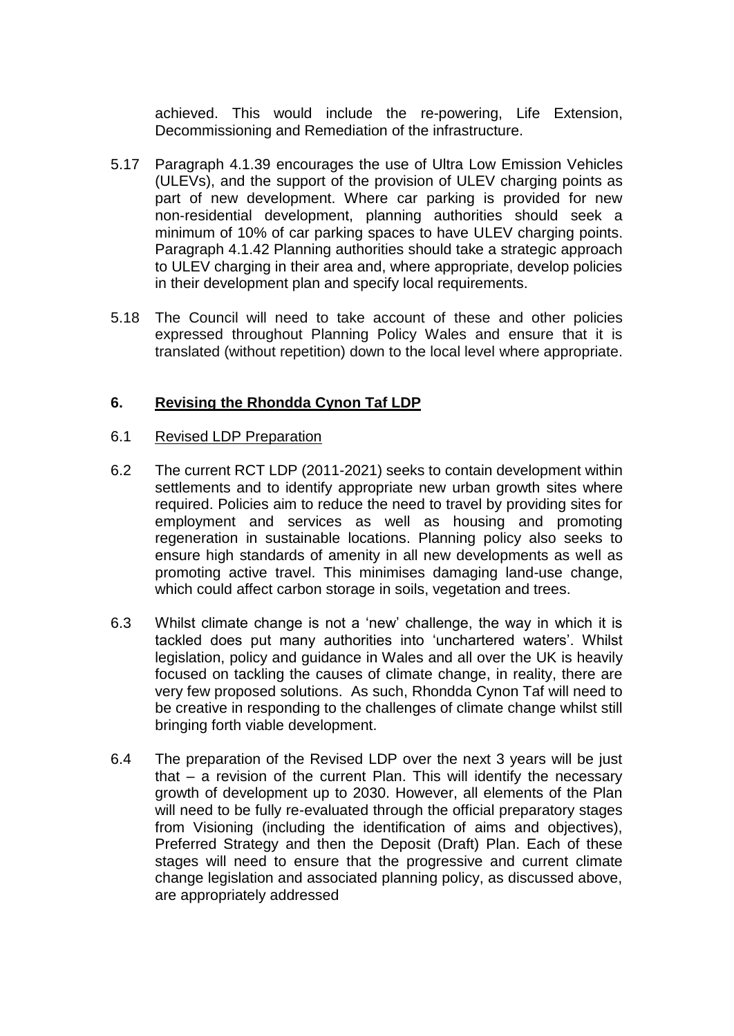achieved. This would include the re-powering, Life Extension, Decommissioning and Remediation of the infrastructure.

5.17 Paragraph 4.1.39 encourages the use of Ultra Low Emission Vehicles (ULEVs), and the support of the provision of ULEV charging points as part of new development. Where car parking is provided for new non-residential development, planning authorities should seek a minimum of 10% of car parking spaces to have ULEV charging points. Paragraph 4.1.42 Planning authorities should take a strategic approach to ULEV charging in their area and, where appropriate, develop policies in their development plan and specify local requirements.

5.18 The Council will need to take account of these and other policies expressed throughout Planning Policy Wales and ensure that it is translated (without repetition) down to the local level where appropriate.

## 6. Revising the Rhondda Cynon Taf LDP

6.1 Revised LDP Preparation

6.2 The current RCT LDP (2011-2021) seeks to contain development within settlements and to identify appropriate new urban growth sites where required. Policies aim to reduce the need to travel by providing sites for employment and services as well as housing and promoting regeneration in sustainable locations. Planning policy also seeks to ensure high standards of amenity in all new developments as well as promoting active travel. This minimises damaging land-use change, which could affect carbon storage in soils, vegetation and trees.

6.3 Whilst climate change is not a 'new' challenge, the way in which it is tackled does put many authorities into 'unchartered waters'. Whilst legislation, policy and guidance in Wales and all over the UK is heavily focused on tackling the causes of climate change, in reality, there are very few proposed solutions. As such, Rhondda Cynon Taf will need to be creative in responding to the challenges of climate change whilst still bringing forth viable development.

6.4 The preparation of the Revised LDP over the next 3 years will be just that – a revision of the current Plan. This will identify the necessary growth of development up to 2030. However, all elements of the Plan will need to be fully re-evaluated through the official preparatory stages from Visioning (including the identification of aims and objectives), Preferred Strategy and then the Deposit (Draft) Plan. Each of these stages will need to ensure that the progressive and current climate change legislation and associated planning policy, as discussed above, are appropriately addressed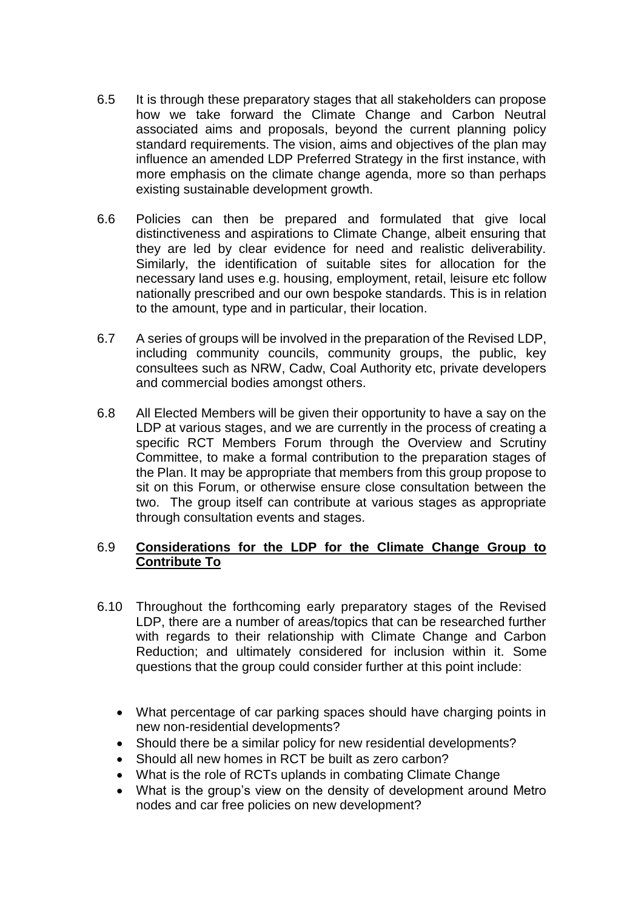6.5 It is through these preparatory stages that all stakeholders can propose how we take forward the Climate Change and Carbon Neutral associated aims and proposals, beyond the current planning policy standard requirements. The vision, aims and objectives of the plan may influence an amended LDP Preferred Strategy in the first instance, with more emphasis on the climate change agenda, more so than perhaps existing sustainable development growth.

6.6 Policies can then be prepared and formulated that give local distinctiveness and aspirations to Climate Change, albeit ensuring that they are led by clear evidence for need and realistic deliverability. Similarly, the identification of suitable sites for allocation for the necessary land uses e.g. housing, employment, retail, leisure etc follow nationally prescribed and our own bespoke standards. This is in relation to the amount, type and in particular, their location.

6.7 A series of groups will be involved in the preparation of the Revised LDP, including community councils, community groups, the public, key consultees such as NRW, Cadw, Coal Authority etc, private developers and commercial bodies amongst others.

6.8 All Elected Members will be given their opportunity to have a say on the LDP at various stages, and we are currently in the process of creating a specific RCT Members Forum through the Overview and Scrutiny Committee, to make a formal contribution to the preparation stages of the Plan. It may be appropriate that members from this group propose to sit on this Forum, or otherwise ensure close consultation between the two. The group itself can contribute at various stages as appropriate through consultation events and stages.

6.9 **Considerations for the LDP for the Climate Change Group to Contribute To**

6.10 Throughout the forthcoming early preparatory stages of the Revised LDP, there are a number of areas/topics that can be researched further with regards to their relationship with Climate Change and Carbon Reduction; and ultimately considered for inclusion within it. Some questions that the group could consider further at this point include:

- What percentage of car parking spaces should have charging points in new non-residential developments?
- Should there be a similar policy for new residential developments?
- Should all new homes in RCT be built as zero carbon?
- What is the role of RCTs uplands in combating Climate Change
- What is the group's view on the density of development around Metro nodes and car free policies on new development?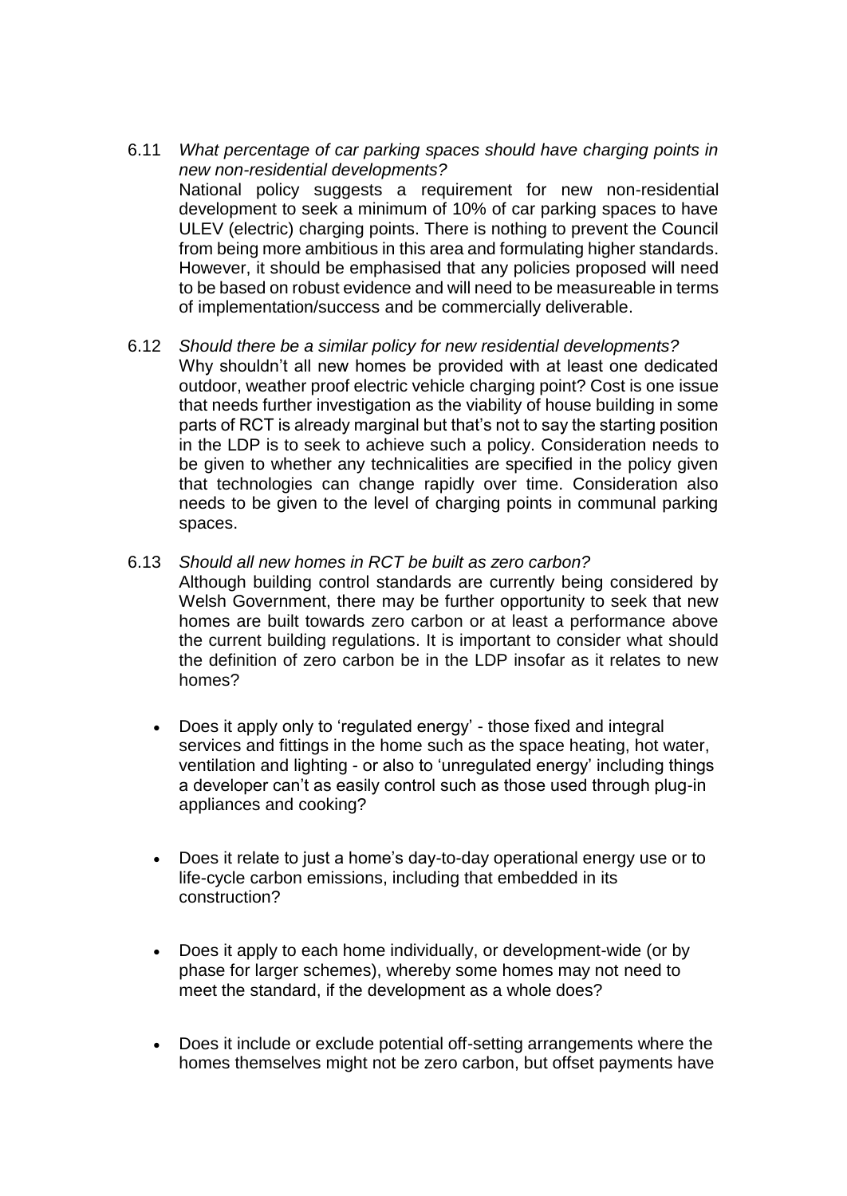6.11 *What percentage of car parking spaces should have charging points in new non-residential developments?*

National policy suggests a requirement for new non-residential development to seek a minimum of 10% of car parking spaces to have ULEV (electric) charging points. There is nothing to prevent the Council from being more ambitious in this area and formulating higher standards. However, it should be emphasised that any policies proposed will need to be based on robust evidence and will need to be measureable in terms of implementation/success and be commercially deliverable.

6.12 *Should there be a similar policy for new residential developments?*

Why shouldn't all new homes be provided with at least one dedicated outdoor, weather proof electric vehicle charging point? Cost is one issue that needs further investigation as the viability of house building in some parts of RCT is already marginal but that's not to say the starting position in the LDP is to seek to achieve such a policy. Consideration needs to be given to whether any technicalities are specified in the policy given that technologies can change rapidly over time. Consideration also needs to be given to the level of charging points in communal parking spaces.

6.13 *Should all new homes in RCT be built as zero carbon?*

Although building control standards are currently being considered by Welsh Government, there may be further opportunity to seek that new homes are built towards zero carbon or at least a performance above the current building regulations. It is important to consider what should the definition of zero carbon be in the LDP insofar as it relates to new homes?

- Does it apply only to 'regulated energy' - those fixed and integral services and fittings in the home such as the space heating, hot water, ventilation and lighting - or also to 'unregulated energy' including things a developer can't as easily control such as those used through plug-in appliances and cooking?

- Does it relate to just a home's day-to-day operational energy use or to life-cycle carbon emissions, including that embedded in its construction?

- Does it apply to each home individually, or development-wide (or by phase for larger schemes), whereby some homes may not need to meet the standard, if the development as a whole does?

- Does it include or exclude potential off-setting arrangements where the homes themselves might not be zero carbon, but offset payments have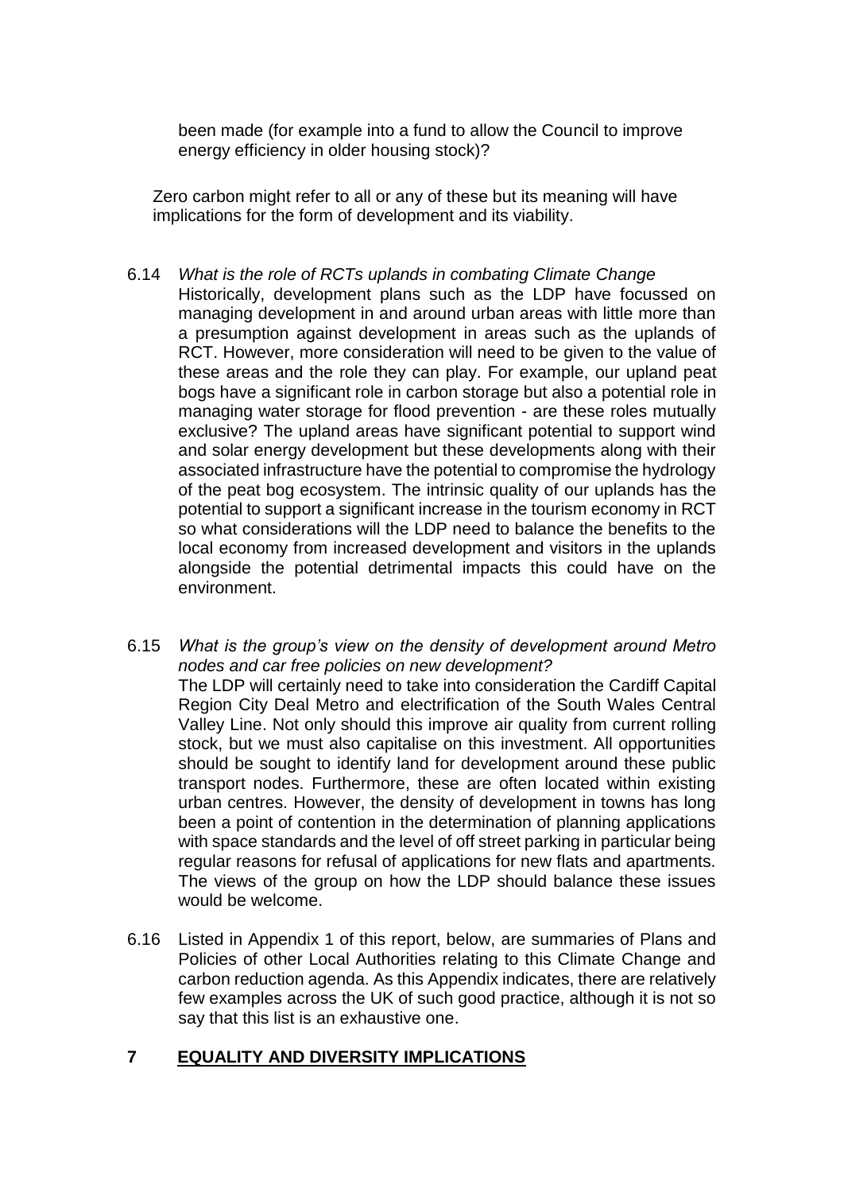been made (for example into a fund to allow the Council to improve energy efficiency in older housing stock)?

Zero carbon might refer to all or any of these but its meaning will have implications for the form of development and its viability.

6.14 *What is the role of RCTs uplands in combating Climate Change*
Historically, development plans such as the LDP have focussed on managing development in and around urban areas with little more than a presumption against development in areas such as the uplands of RCT. However, more consideration will need to be given to the value of these areas and the role they can play. For example, our upland peat bogs have a significant role in carbon storage but also a potential role in managing water storage for flood prevention - are these roles mutually exclusive? The upland areas have significant potential to support wind and solar energy development but these developments along with their associated infrastructure have the potential to compromise the hydrology of the peat bog ecosystem. The intrinsic quality of our uplands has the potential to support a significant increase in the tourism economy in RCT so what considerations will the LDP need to balance the benefits to the local economy from increased development and visitors in the uplands alongside the potential detrimental impacts this could have on the environment.

6.15 *What is the group's view on the density of development around Metro nodes and car free policies on new development?*
The LDP will certainly need to take into consideration the Cardiff Capital Region City Deal Metro and electrification of the South Wales Central Valley Line. Not only should this improve air quality from current rolling stock, but we must also capitalise on this investment. All opportunities should be sought to identify land for development around these public transport nodes. Furthermore, these are often located within existing urban centres. However, the density of development in towns has long been a point of contention in the determination of planning applications with space standards and the level of off street parking in particular being regular reasons for refusal of applications for new flats and apartments. The views of the group on how the LDP should balance these issues would be welcome.

6.16 Listed in Appendix 1 of this report, below, are summaries of Plans and Policies of other Local Authorities relating to this Climate Change and carbon reduction agenda. As this Appendix indicates, there are relatively few examples across the UK of such good practice, although it is not so say that this list is an exhaustive one.

## 7 EQUALITY AND DIVERSITY IMPLICATIONS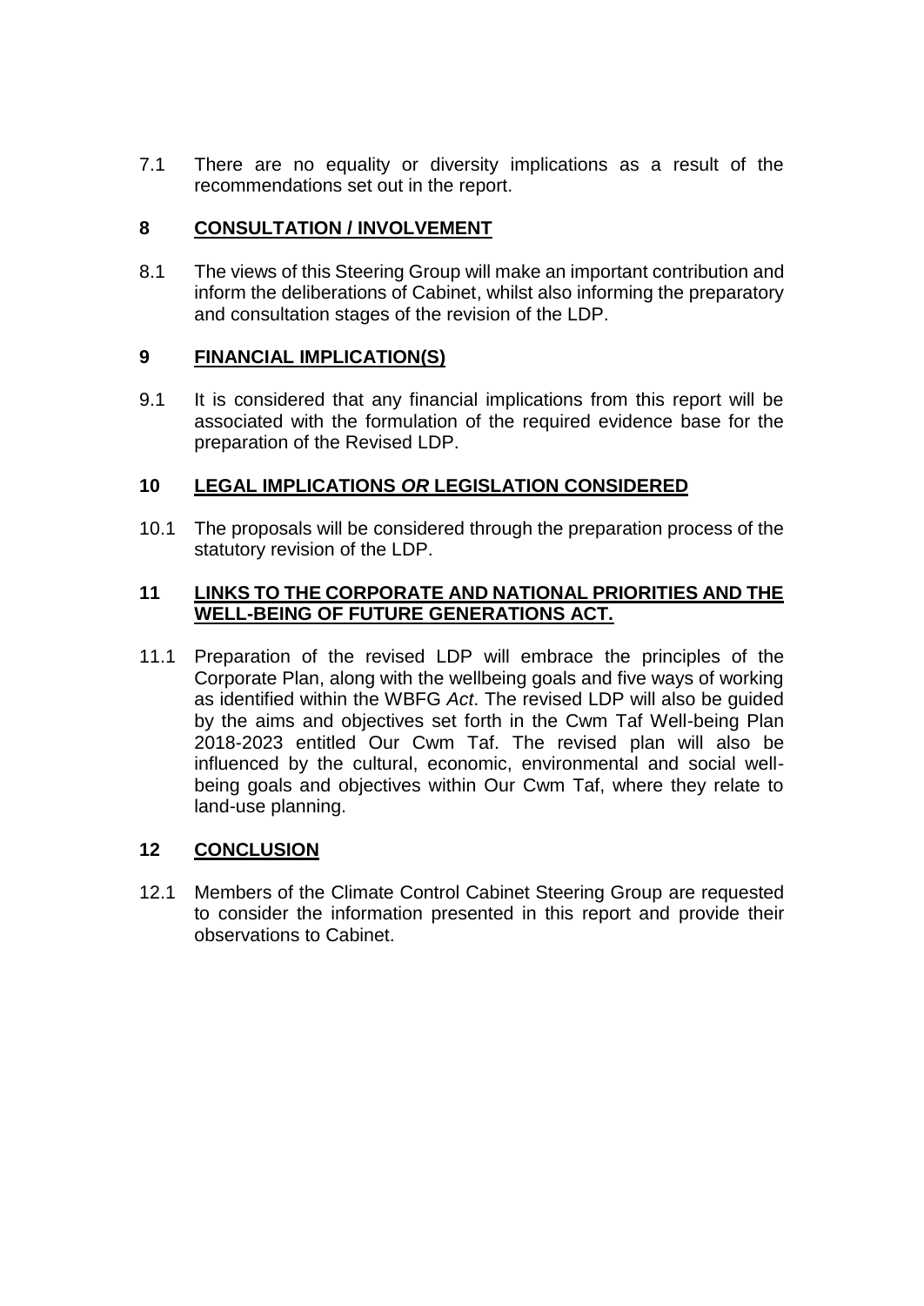7.1 There are no equality or diversity implications as a result of the recommendations set out in the report.

## 8 CONSULTATION / INVOLVEMENT

8.1 The views of this Steering Group will make an important contribution and inform the deliberations of Cabinet, whilst also informing the preparatory and consultation stages of the revision of the LDP.

## 9 FINANCIAL IMPLICATION(S)

9.1 It is considered that any financial implications from this report will be associated with the formulation of the required evidence base for the preparation of the Revised LDP.

## 10 LEGAL IMPLICATIONS *OR* LEGISLATION CONSIDERED

10.1 The proposals will be considered through the preparation process of the statutory revision of the LDP.

## 11 LINKS TO THE CORPORATE AND NATIONAL PRIORITIES AND THE WELL-BEING OF FUTURE GENERATIONS ACT.

11.1 Preparation of the revised LDP will embrace the principles of the Corporate Plan, along with the wellbeing goals and five ways of working as identified within the WBFG *Act*. The revised LDP will also be guided by the aims and objectives set forth in the Cwm Taf Well-being Plan 2018-2023 entitled Our Cwm Taf. The revised plan will also be influenced by the cultural, economic, environmental and social well-being goals and objectives within Our Cwm Taf, where they relate to land-use planning.

## 12 CONCLUSION

12.1 Members of the Climate Control Cabinet Steering Group are requested to consider the information presented in this report and provide their observations to Cabinet.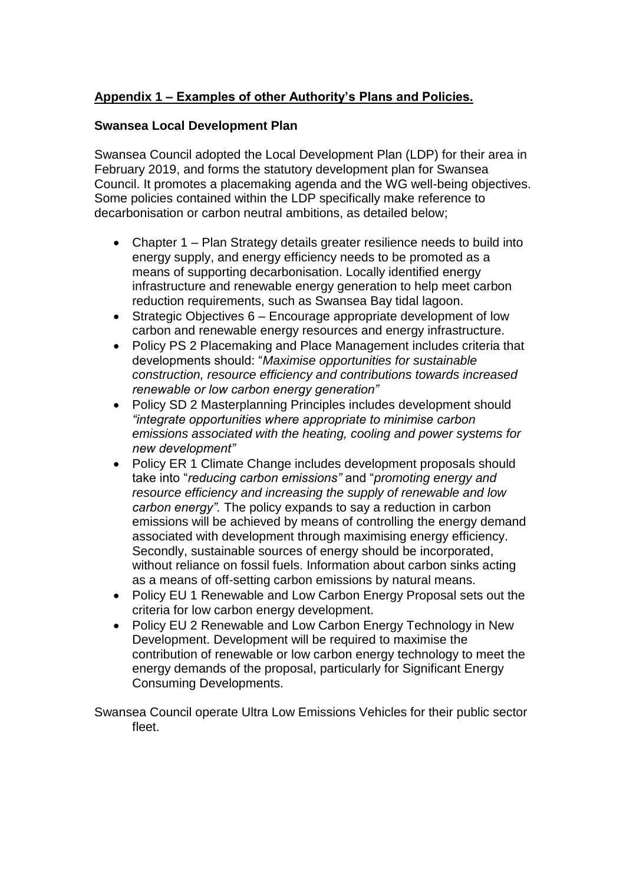## **Appendix 1 – Examples of other Authority's Plans and Policies.**

### **Swansea Local Development Plan**

Swansea Council adopted the Local Development Plan (LDP) for their area in February 2019, and forms the statutory development plan for Swansea Council. It promotes a placemaking agenda and the WG well-being objectives. Some policies contained within the LDP specifically make reference to decarbonisation or carbon neutral ambitions, as detailed below;

- Chapter 1 – Plan Strategy details greater resilience needs to build into energy supply, and energy efficiency needs to be promoted as a means of supporting decarbonisation. Locally identified energy infrastructure and renewable energy generation to help meet carbon reduction requirements, such as Swansea Bay tidal lagoon.
- Strategic Objectives 6 – Encourage appropriate development of low carbon and renewable energy resources and energy infrastructure.
- Policy PS 2 Placemaking and Place Management includes criteria that developments should: "*Maximise opportunities for sustainable construction, resource efficiency and contributions towards increased renewable or low carbon energy generation"*
- Policy SD 2 Masterplanning Principles includes development should *"integrate opportunities where appropriate to minimise carbon emissions associated with the heating, cooling and power systems for new development"*
- Policy ER 1 Climate Change includes development proposals should take into "*reducing carbon emissions"* and "*promoting energy and resource efficiency and increasing the supply of renewable and low carbon energy".* The policy expands to say a reduction in carbon emissions will be achieved by means of controlling the energy demand associated with development through maximising energy efficiency. Secondly, sustainable sources of energy should be incorporated, without reliance on fossil fuels. Information about carbon sinks acting as a means of off-setting carbon emissions by natural means.
- Policy EU 1 Renewable and Low Carbon Energy Proposal sets out the criteria for low carbon energy development.
- Policy EU 2 Renewable and Low Carbon Energy Technology in New Development. Development will be required to maximise the contribution of renewable or low carbon energy technology to meet the energy demands of the proposal, particularly for Significant Energy Consuming Developments.

Swansea Council operate Ultra Low Emissions Vehicles for their public sector fleet.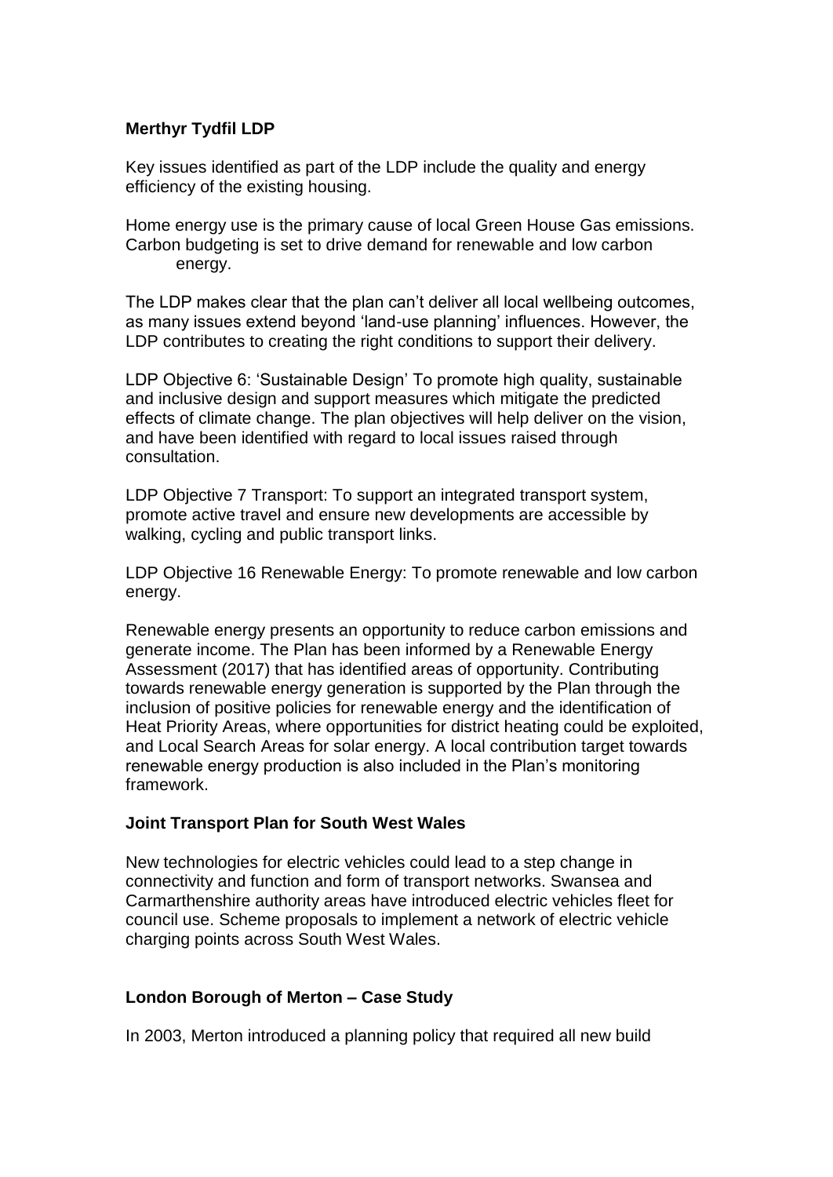**Merthyr Tydfil LDP**

Key issues identified as part of the LDP include the quality and energy efficiency of the existing housing.

Home energy use is the primary cause of local Green House Gas emissions. Carbon budgeting is set to drive demand for renewable and low carbon energy.

The LDP makes clear that the plan can't deliver all local wellbeing outcomes, as many issues extend beyond 'land-use planning' influences. However, the LDP contributes to creating the right conditions to support their delivery.

LDP Objective 6: 'Sustainable Design' To promote high quality, sustainable and inclusive design and support measures which mitigate the predicted effects of climate change. The plan objectives will help deliver on the vision, and have been identified with regard to local issues raised through consultation.

LDP Objective 7 Transport: To support an integrated transport system, promote active travel and ensure new developments are accessible by walking, cycling and public transport links.

LDP Objective 16 Renewable Energy: To promote renewable and low carbon energy.

Renewable energy presents an opportunity to reduce carbon emissions and generate income. The Plan has been informed by a Renewable Energy Assessment (2017) that has identified areas of opportunity. Contributing towards renewable energy generation is supported by the Plan through the inclusion of positive policies for renewable energy and the identification of Heat Priority Areas, where opportunities for district heating could be exploited, and Local Search Areas for solar energy. A local contribution target towards renewable energy production is also included in the Plan's monitoring framework.

**Joint Transport Plan for South West Wales**

New technologies for electric vehicles could lead to a step change in connectivity and function and form of transport networks. Swansea and Carmarthenshire authority areas have introduced electric vehicles fleet for council use. Scheme proposals to implement a network of electric vehicle charging points across South West Wales.

**London Borough of Merton – Case Study**

In 2003, Merton introduced a planning policy that required all new build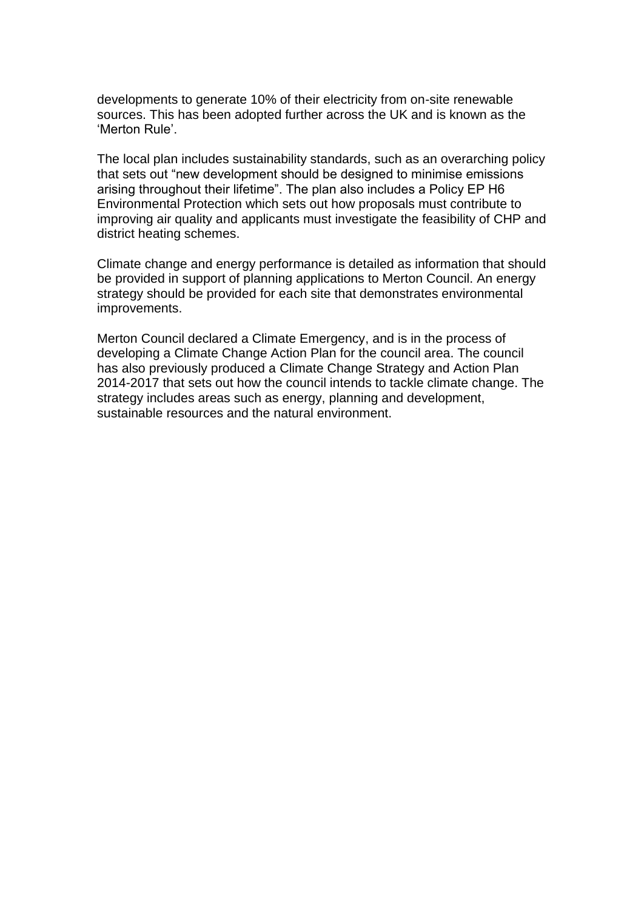developments to generate 10% of their electricity from on-site renewable sources. This has been adopted further across the UK and is known as the 'Merton Rule'.

The local plan includes sustainability standards, such as an overarching policy that sets out "new development should be designed to minimise emissions arising throughout their lifetime". The plan also includes a Policy EP H6 Environmental Protection which sets out how proposals must contribute to improving air quality and applicants must investigate the feasibility of CHP and district heating schemes.

Climate change and energy performance is detailed as information that should be provided in support of planning applications to Merton Council. An energy strategy should be provided for each site that demonstrates environmental improvements.

Merton Council declared a Climate Emergency, and is in the process of developing a Climate Change Action Plan for the council area. The council has also previously produced a Climate Change Strategy and Action Plan 2014-2017 that sets out how the council intends to tackle climate change. The strategy includes areas such as energy, planning and development, sustainable resources and the natural environment.